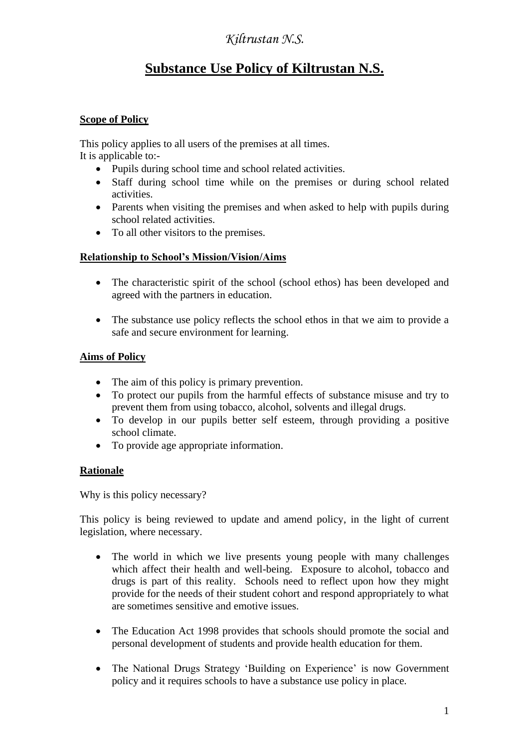# Substance Use Policy of Kiltrustan N.S.

## Scope of Policy

This policy applies to all users of the premises at all times.
It is applicable to:-

- Pupils during school time and school related activities.
- Staff during school time while on the premises or during school related activities.
- Parents when visiting the premises and when asked to help with pupils during school related activities.
- To all other visitors to the premises.

## Relationship to School's Mission/Vision/Aims

- The characteristic spirit of the school (school ethos) has been developed and agreed with the partners in education.
- The substance use policy reflects the school ethos in that we aim to provide a safe and secure environment for learning.

## Aims of Policy

- The aim of this policy is primary prevention.
- To protect our pupils from the harmful effects of substance misuse and try to prevent them from using tobacco, alcohol, solvents and illegal drugs.
- To develop in our pupils better self esteem, through providing a positive school climate.
- To provide age appropriate information.

## Rationale

Why is this policy necessary?

This policy is being reviewed to update and amend policy, in the light of current legislation, where necessary.

- The world in which we live presents young people with many challenges which affect their health and well-being. Exposure to alcohol, tobacco and drugs is part of this reality. Schools need to reflect upon how they might provide for the needs of their student cohort and respond appropriately to what are sometimes sensitive and emotive issues.
- The Education Act 1998 provides that schools should promote the social and personal development of students and provide health education for them.
- The National Drugs Strategy 'Building on Experience' is now Government policy and it requires schools to have a substance use policy in place.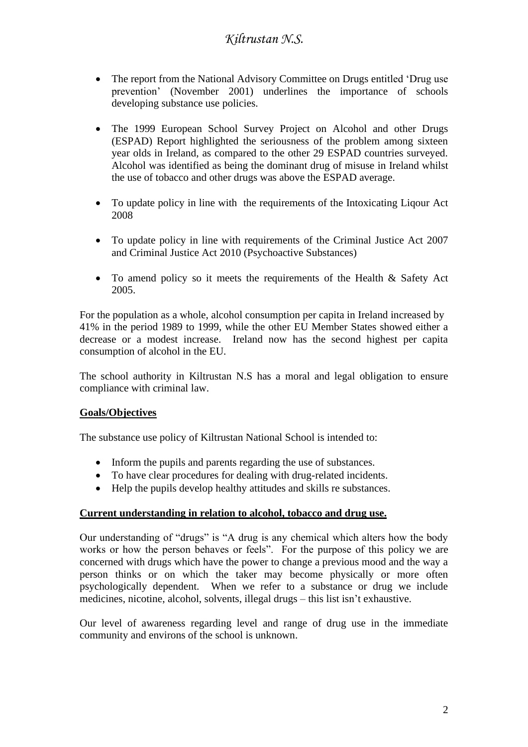- The report from the National Advisory Committee on Drugs entitled 'Drug use prevention' (November 2001) underlines the importance of schools developing substance use policies.

- The 1999 European School Survey Project on Alcohol and other Drugs (ESPAD) Report highlighted the seriousness of the problem among sixteen year olds in Ireland, as compared to the other 29 ESPAD countries surveyed. Alcohol was identified as being the dominant drug of misuse in Ireland whilst the use of tobacco and other drugs was above the ESPAD average.

- To update policy in line with the requirements of the Intoxicating Liqour Act 2008

- To update policy in line with requirements of the Criminal Justice Act 2007 and Criminal Justice Act 2010 (Psychoactive Substances)

- To amend policy so it meets the requirements of the Health & Safety Act 2005.

For the population as a whole, alcohol consumption per capita in Ireland increased by 41% in the period 1989 to 1999, while the other EU Member States showed either a decrease or a modest increase. Ireland now has the second highest per capita consumption of alcohol in the EU.

The school authority in Kiltrustan N.S has a moral and legal obligation to ensure compliance with criminal law.

**Goals/Objectives**

The substance use policy of Kiltrustan National School is intended to:

- Inform the pupils and parents regarding the use of substances.
- To have clear procedures for dealing with drug-related incidents.
- Help the pupils develop healthy attitudes and skills re substances.

**Current understanding in relation to alcohol, tobacco and drug use.**

Our understanding of "drugs" is "A drug is any chemical which alters how the body works or how the person behaves or feels". For the purpose of this policy we are concerned with drugs which have the power to change a previous mood and the way a person thinks or on which the taker may become physically or more often psychologically dependent. When we refer to a substance or drug we include medicines, nicotine, alcohol, solvents, illegal drugs – this list isn't exhaustive.

Our level of awareness regarding level and range of drug use in the immediate community and environs of the school is unknown.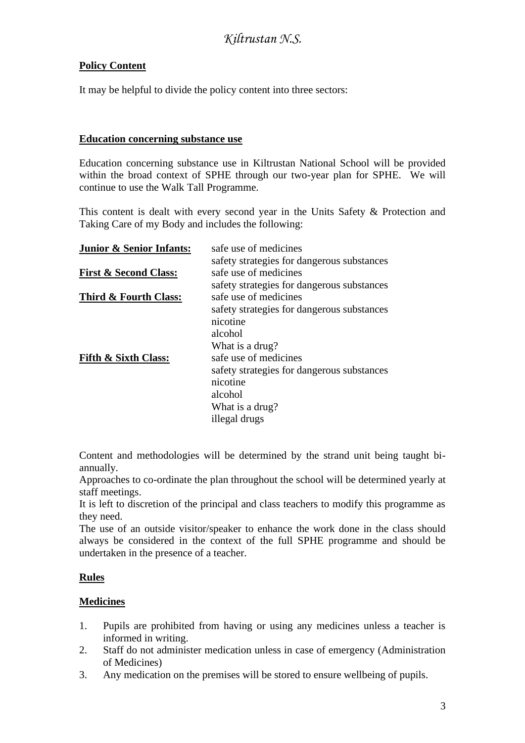**Policy Content**

It may be helpful to divide the policy content into three sectors:

**Education concerning substance use**

Education concerning substance use in Kiltrustan National School will be provided within the broad context of SPHE through our two-year plan for SPHE. We will continue to use the Walk Tall Programme.

This content is dealt with every second year in the Units Safety & Protection and Taking Care of my Body and includes the following:

| | |
|---|---|
| **Junior & Senior Infants:** | safe use of medicines<br>safety strategies for dangerous substances |
| **First & Second Class:** | safe use of medicines<br>safety strategies for dangerous substances |
| **Third & Fourth Class:** | safe use of medicines<br>safety strategies for dangerous substances<br>nicotine<br>alcohol<br>What is a drug? |
| **Fifth & Sixth Class:** | safe use of medicines<br>safety strategies for dangerous substances<br>nicotine<br>alcohol<br>What is a drug?<br>illegal drugs |

Content and methodologies will be determined by the strand unit being taught bi-annually.
Approaches to co-ordinate the plan throughout the school will be determined yearly at staff meetings.
It is left to discretion of the principal and class teachers to modify this programme as they need.
The use of an outside visitor/speaker to enhance the work done in the class should always be considered in the context of the full SPHE programme and should be undertaken in the presence of a teacher.

**Rules**

**Medicines**

1. Pupils are prohibited from having or using any medicines unless a teacher is informed in writing.
2. Staff do not administer medication unless in case of emergency (Administration of Medicines)
3. Any medication on the premises will be stored to ensure wellbeing of pupils.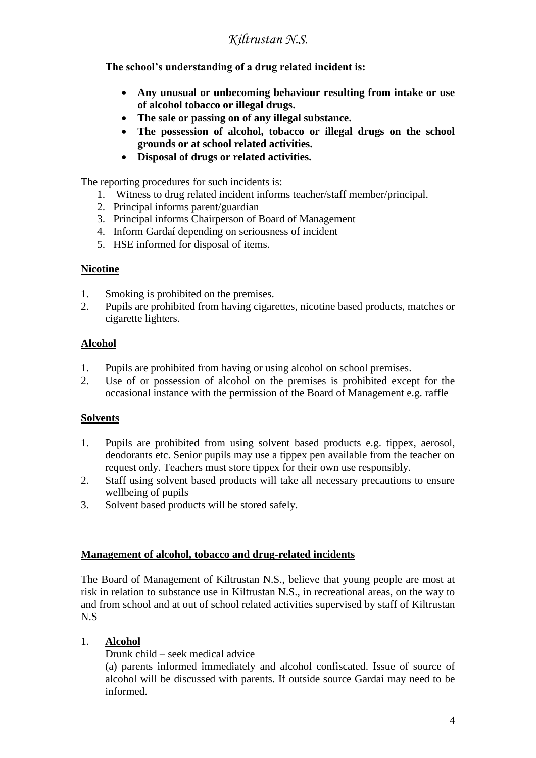**The school's understanding of a drug related incident is:**

- **Any unusual or unbecoming behaviour resulting from intake or use of alcohol tobacco or illegal drugs.**
- **The sale or passing on of any illegal substance.**
- **The possession of alcohol, tobacco or illegal drugs on the school grounds or at school related activities.**
- **Disposal of drugs or related activities.**

The reporting procedures for such incidents is:

1. Witness to drug related incident informs teacher/staff member/principal.
2. Principal informs parent/guardian
3. Principal informs Chairperson of Board of Management
4. Inform Gardaí depending on seriousness of incident
5. HSE informed for disposal of items.

## Nicotine

1. Smoking is prohibited on the premises.
2. Pupils are prohibited from having cigarettes, nicotine based products, matches or cigarette lighters.

## Alcohol

1. Pupils are prohibited from having or using alcohol on school premises.
2. Use of or possession of alcohol on the premises is prohibited except for the occasional instance with the permission of the Board of Management e.g. raffle

## Solvents

1. Pupils are prohibited from using solvent based products e.g. tippex, aerosol, deodorants etc. Senior pupils may use a tippex pen available from the teacher on request only. Teachers must store tippex for their own use responsibly.
2. Staff using solvent based products will take all necessary precautions to ensure wellbeing of pupils
3. Solvent based products will be stored safely.

## Management of alcohol, tobacco and drug-related incidents

The Board of Management of Kiltrustan N.S., believe that young people are most at risk in relation to substance use in Kiltrustan N.S., in recreational areas, on the way to and from school and at out of school related activities supervised by staff of Kiltrustan N.S

1. **Alcohol**

   Drunk child – seek medical advice

   (a) parents informed immediately and alcohol confiscated. Issue of source of alcohol will be discussed with parents. If outside source Gardaí may need to be informed.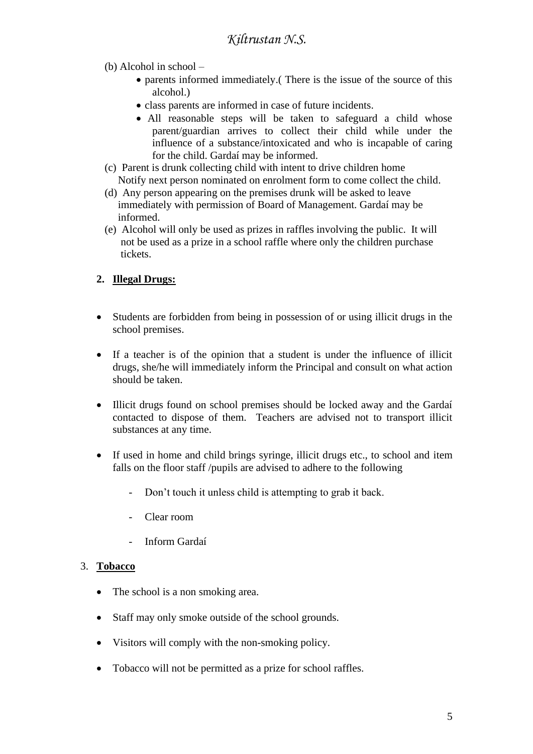(b) Alcohol in school –

- parents informed immediately.( There is the issue of the source of this alcohol.)
- class parents are informed in case of future incidents.
- All reasonable steps will be taken to safeguard a child whose parent/guardian arrives to collect their child while under the influence of a substance/intoxicated and who is incapable of caring for the child. Gardaí may be informed.

(c) Parent is drunk collecting child with intent to drive children home
Notify next person nominated on enrolment form to come collect the child.

(d) Any person appearing on the premises drunk will be asked to leave immediately with permission of Board of Management. Gardaí may be informed.

(e) Alcohol will only be used as prizes in raffles involving the public. It will not be used as a prize in a school raffle where only the children purchase tickets.

**2. Illegal Drugs:**

- Students are forbidden from being in possession of or using illicit drugs in the school premises.
- If a teacher is of the opinion that a student is under the influence of illicit drugs, she/he will immediately inform the Principal and consult on what action should be taken.
- Illicit drugs found on school premises should be locked away and the Gardaí contacted to dispose of them. Teachers are advised not to transport illicit substances at any time.
- If used in home and child brings syringe, illicit drugs etc., to school and item falls on the floor staff /pupils are advised to adhere to the following
    - Don't touch it unless child is attempting to grab it back.
    - Clear room
    - Inform Gardaí

3. **Tobacco**

- The school is a non smoking area.
- Staff may only smoke outside of the school grounds.
- Visitors will comply with the non-smoking policy.
- Tobacco will not be permitted as a prize for school raffles.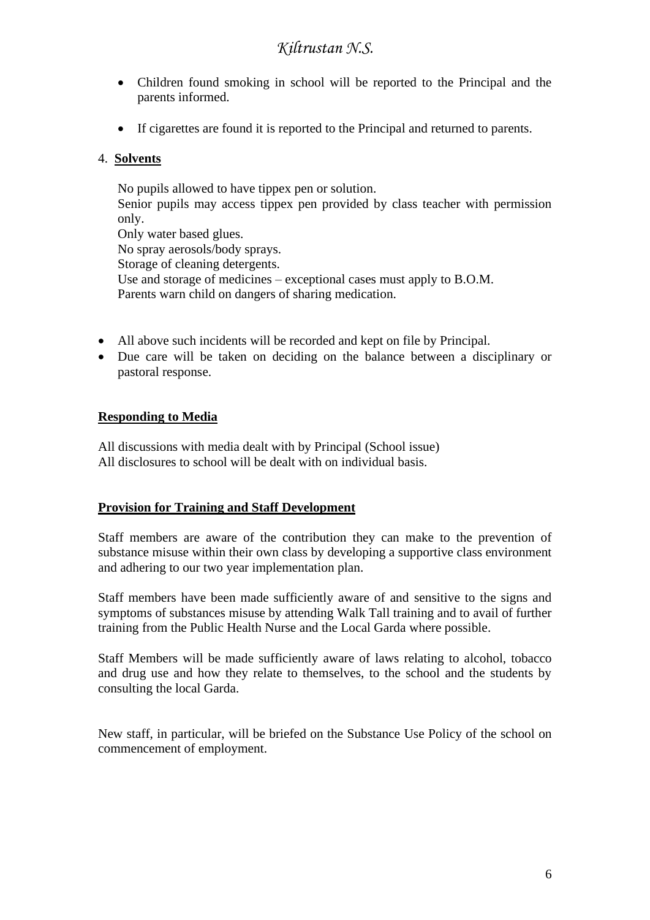- Children found smoking in school will be reported to the Principal and the parents informed.

- If cigarettes are found it is reported to the Principal and returned to parents.

4. **Solvents**

No pupils allowed to have tippex pen or solution.
Senior pupils may access tippex pen provided by class teacher with permission only.
Only water based glues.
No spray aerosols/body sprays.
Storage of cleaning detergents.
Use and storage of medicines – exceptional cases must apply to B.O.M.
Parents warn child on dangers of sharing medication.

- All above such incidents will be recorded and kept on file by Principal.
- Due care will be taken on deciding on the balance between a disciplinary or pastoral response.

## Responding to Media

All discussions with media dealt with by Principal (School issue)
All disclosures to school will be dealt with on individual basis.

## Provision for Training and Staff Development

Staff members are aware of the contribution they can make to the prevention of substance misuse within their own class by developing a supportive class environment and adhering to our two year implementation plan.

Staff members have been made sufficiently aware of and sensitive to the signs and symptoms of substances misuse by attending Walk Tall training and to avail of further training from the Public Health Nurse and the Local Garda where possible.

Staff Members will be made sufficiently aware of laws relating to alcohol, tobacco and drug use and how they relate to themselves, to the school and the students by consulting the local Garda.

New staff, in particular, will be briefed on the Substance Use Policy of the school on commencement of employment.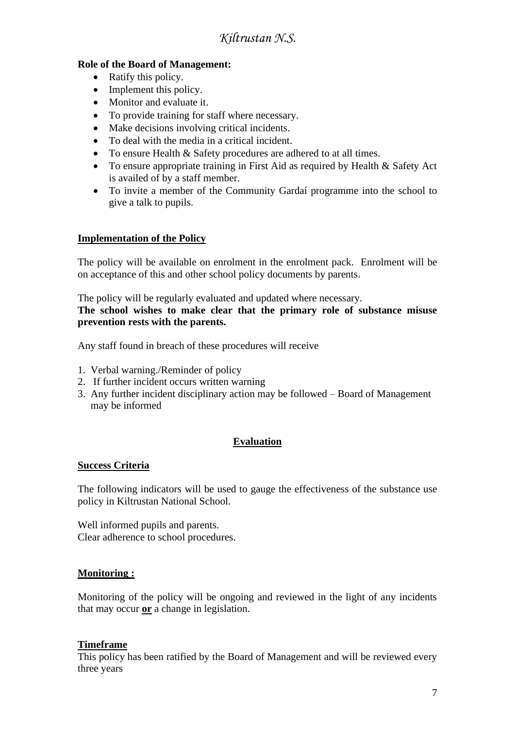**Role of the Board of Management:**

- Ratify this policy.
- Implement this policy.
- Monitor and evaluate it.
- To provide training for staff where necessary.
- Make decisions involving critical incidents.
- To deal with the media in a critical incident.
- To ensure Health & Safety procedures are adhered to at all times.
- To ensure appropriate training in First Aid as required by Health & Safety Act is availed of by a staff member.
- To invite a member of the Community Gardaí programme into the school to give a talk to pupils.

**Implementation of the Policy**

The policy will be available on enrolment in the enrolment pack. Enrolment will be on acceptance of this and other school policy documents by parents.

The policy will be regularly evaluated and updated where necessary.
**The school wishes to make clear that the primary role of substance misuse prevention rests with the parents.**

Any staff found in breach of these procedures will receive

1. Verbal warning./Reminder of policy
2. If further incident occurs written warning
3. Any further incident disciplinary action may be followed – Board of Management may be informed

## Evaluation

**Success Criteria**

The following indicators will be used to gauge the effectiveness of the substance use policy in Kiltrustan National School.

Well informed pupils and parents.
Clear adherence to school procedures.

**Monitoring :**

Monitoring of the policy will be ongoing and reviewed in the light of any incidents that may occur **or** a change in legislation.

**Timeframe**

This policy has been ratified by the Board of Management and will be reviewed every three years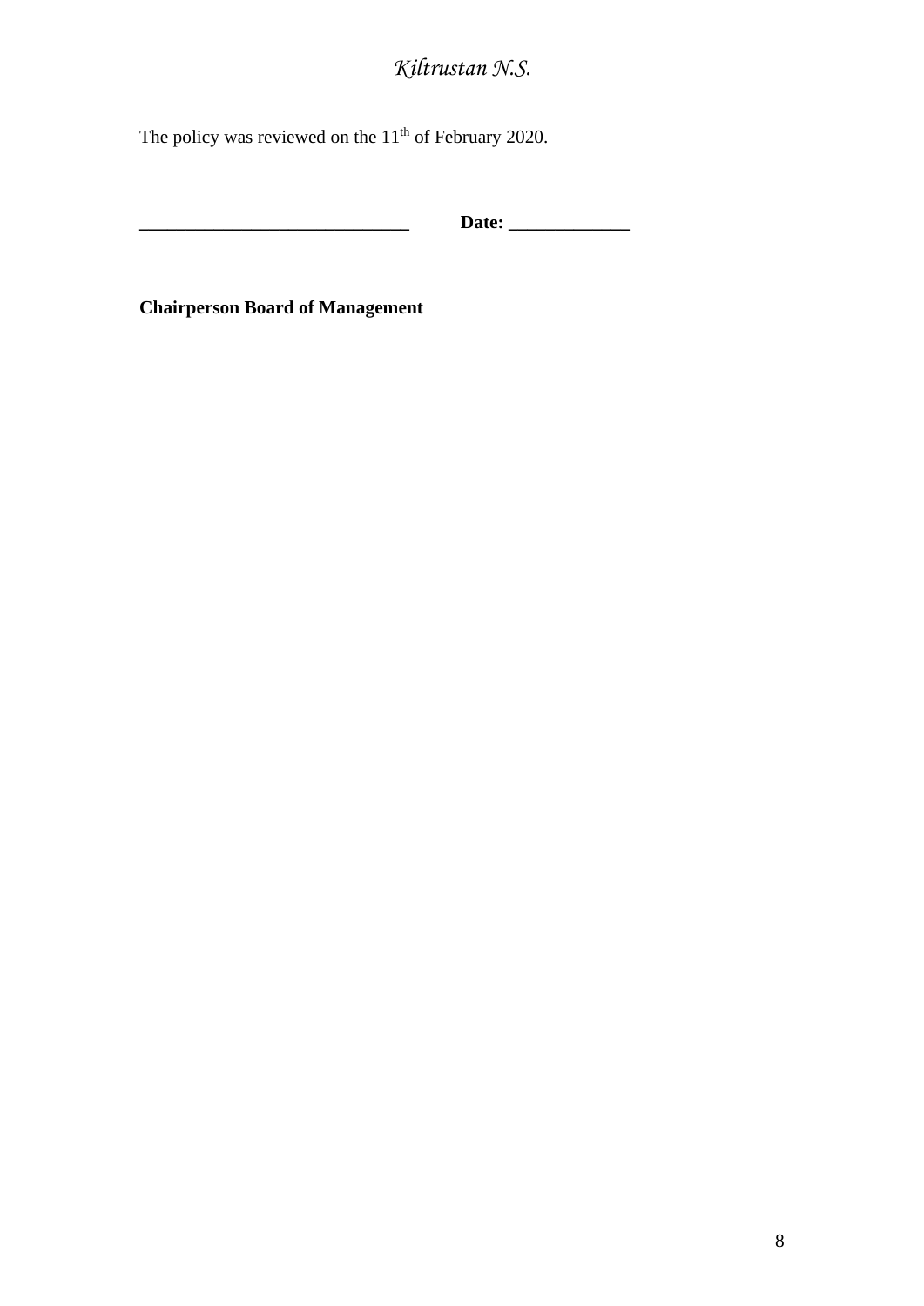The policy was reviewed on the 11th of February 2020.

**_____________________________ Date: _____________**

**Chairperson Board of Management**